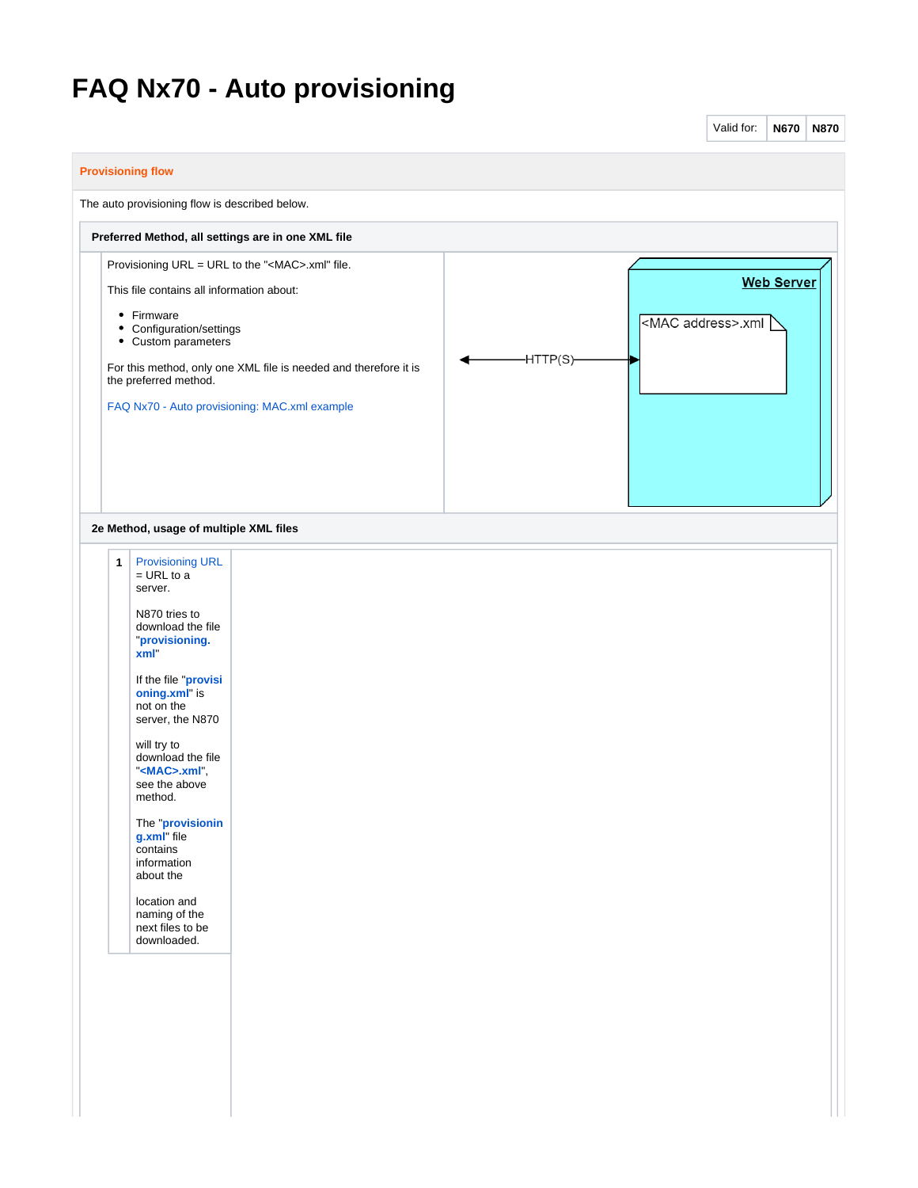# FAQ Nx70 - Auto provisioning

| Valid for: | N670 | N870 |
|---|---|---|

## Provisioning flow

The auto provisioning flow is described below.

### Preferred Method, all settings are in one XML file

Provisioning URL = URL to the "<MAC>.xml" file.

This file contains all information about:

- Firmware
- Configuration/settings
- Custom parameters

For this method, only one XML file is needed and therefore it is the preferred method.

FAQ Nx70 - Auto provisioning: MAC.xml example

Web Server

<MAC address>.xml

HTTP(S)

### 2e Method, usage of multiple XML files

| 1 | Provisioning URL = URL to a server.<br><br>N870 tries to download the file "**provisioning.xml**"<br><br>If the file "**provisioning.xml**" is not on the server, the N870 will try to download the file "**<MAC>.xml**", see the above method.<br><br>The "**provisioning.xml**" file contains information about the location and naming of the next files to be downloaded. |
|---|---|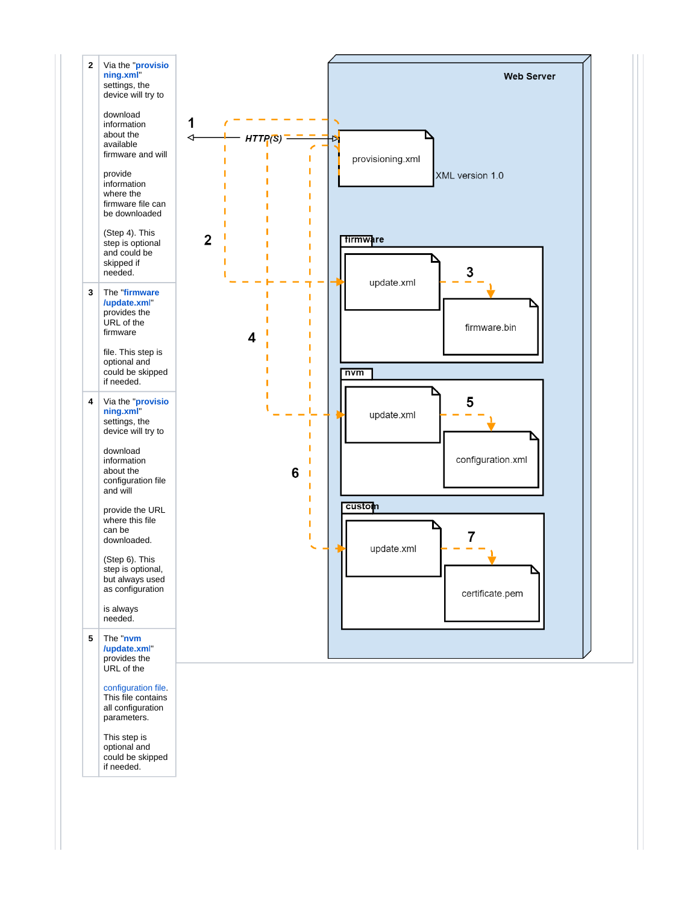| | |
|---|---|
| 2 | Via the "provisioning.xml" settings, the device will try to download information about the available firmware and will provide information where the firmware file can be downloaded (Step 4). This step is optional and could be skipped if needed. |
| 3 | The "firmware /update.xml" provides the URL of the firmware file. This step is optional and could be skipped if needed. |
| 4 | Via the "provisioning.xml" settings, the device will try to download information about the configuration file and will provide the URL where this file can be downloaded. (Step 6). This step is optional, but always used as configuration is always needed. |
| 5 | The "nvm /update.xml" provides the URL of the configuration file. This file contains all configuration parameters. This step is optional and could be skipped if needed. |

Web Server

1 HTTP(S)

provisioning.xml

XML version 1.0

2

firmware

update.xml

3

firmware.bin

4

nvm

update.xml

5

configuration.xml

6

custom

update.xml

7

certificate.pem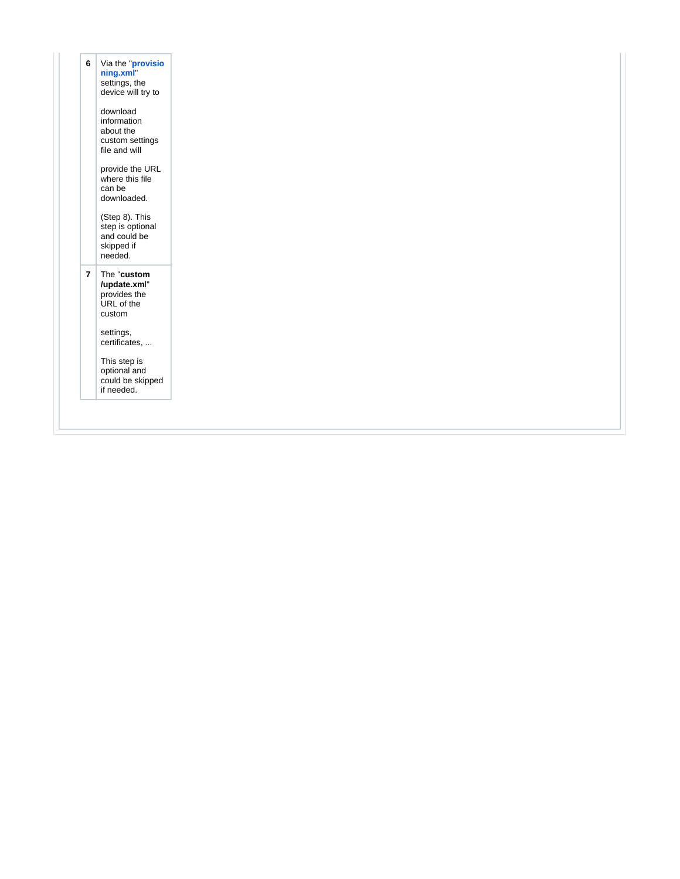| | |
|---|---|
| **6** | Via the "**provisioning.xml**" settings, the device will try to download information about the custom settings file and will provide the URL where this file can be downloaded. (Step 8). This step is optional and could be skipped if needed. |
| **7** | The "**custom/update.xml**" provides the URL of the custom settings, certificates, ... This step is optional and could be skipped if needed. |